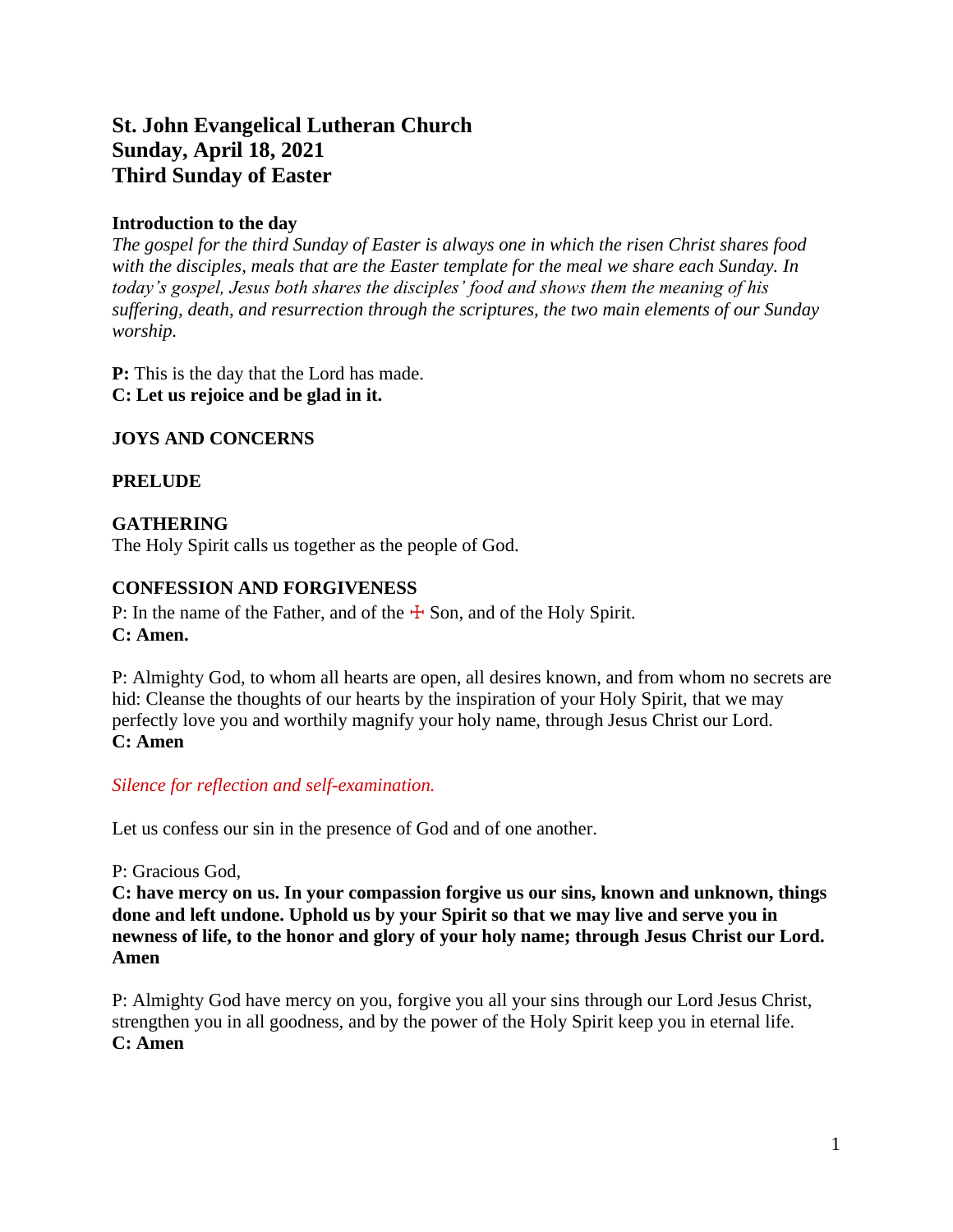# St. John Evangelical Lutheran Church
# Sunday, April 18, 2021
# Third Sunday of Easter

**Introduction to the day**

*The gospel for the third Sunday of Easter is always one in which the risen Christ shares food with the disciples, meals that are the Easter template for the meal we share each Sunday. In today's gospel, Jesus both shares the disciples' food and shows them the meaning of his suffering, death, and resurrection through the scriptures, the two main elements of our Sunday worship.*

**P:** This is the day that the Lord has made.
**C: Let us rejoice and be glad in it.**

**JOYS AND CONCERNS**

**PRELUDE**

**GATHERING**

The Holy Spirit calls us together as the people of God.

**CONFESSION AND FORGIVENESS**

P: In the name of the Father, and of the ☩ Son, and of the Holy Spirit.
**C: Amen.**

P: Almighty God, to whom all hearts are open, all desires known, and from whom no secrets are hid: Cleanse the thoughts of our hearts by the inspiration of your Holy Spirit, that we may perfectly love you and worthily magnify your holy name, through Jesus Christ our Lord.
**C: Amen**

*Silence for reflection and self-examination.*

Let us confess our sin in the presence of God and of one another.

P: Gracious God,
**C: have mercy on us. In your compassion forgive us our sins, known and unknown, things done and left undone. Uphold us by your Spirit so that we may live and serve you in newness of life, to the honor and glory of your holy name; through Jesus Christ our Lord. Amen**

P: Almighty God have mercy on you, forgive you all your sins through our Lord Jesus Christ, strengthen you in all goodness, and by the power of the Holy Spirit keep you in eternal life.
**C: Amen**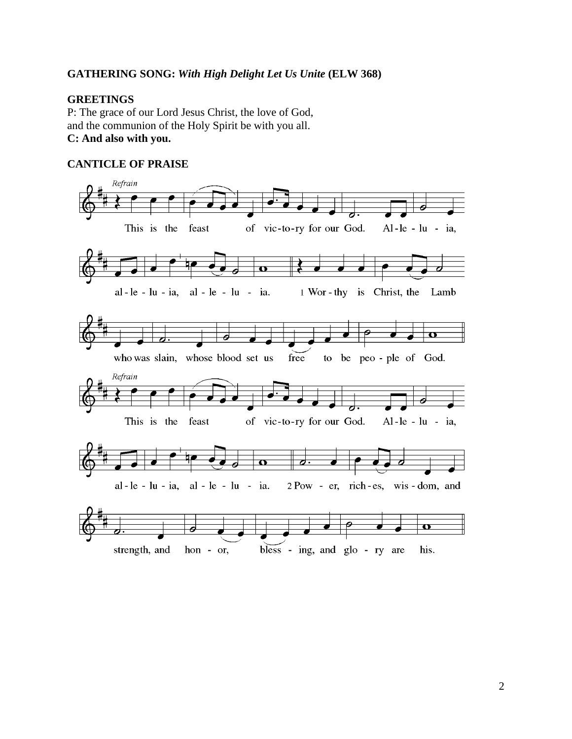**GATHERING SONG:** ***With High Delight Let Us Unite*** **(ELW 368)**

**GREETINGS**

P: The grace of our Lord Jesus Christ, the love of God,
and the communion of the Holy Spirit be with you all.

**C: And also with you.**

**CANTICLE OF PRAISE**

*Refrain*

This is the feast of vic-to-ry for our God. Al-le-lu-ia, al-le-lu-ia, al-le-lu-ia.

1 Wor-thy is Christ, the Lamb who was slain, whose blood set us free to be peo-ple of God.

*Refrain*

This is the feast of vic-to-ry for our God. Al-le-lu-ia, al-le-lu-ia, al-le-lu-ia.

2 Pow-er, rich-es, wis-dom, and strength, and hon-or, bless-ing, and glo-ry are his.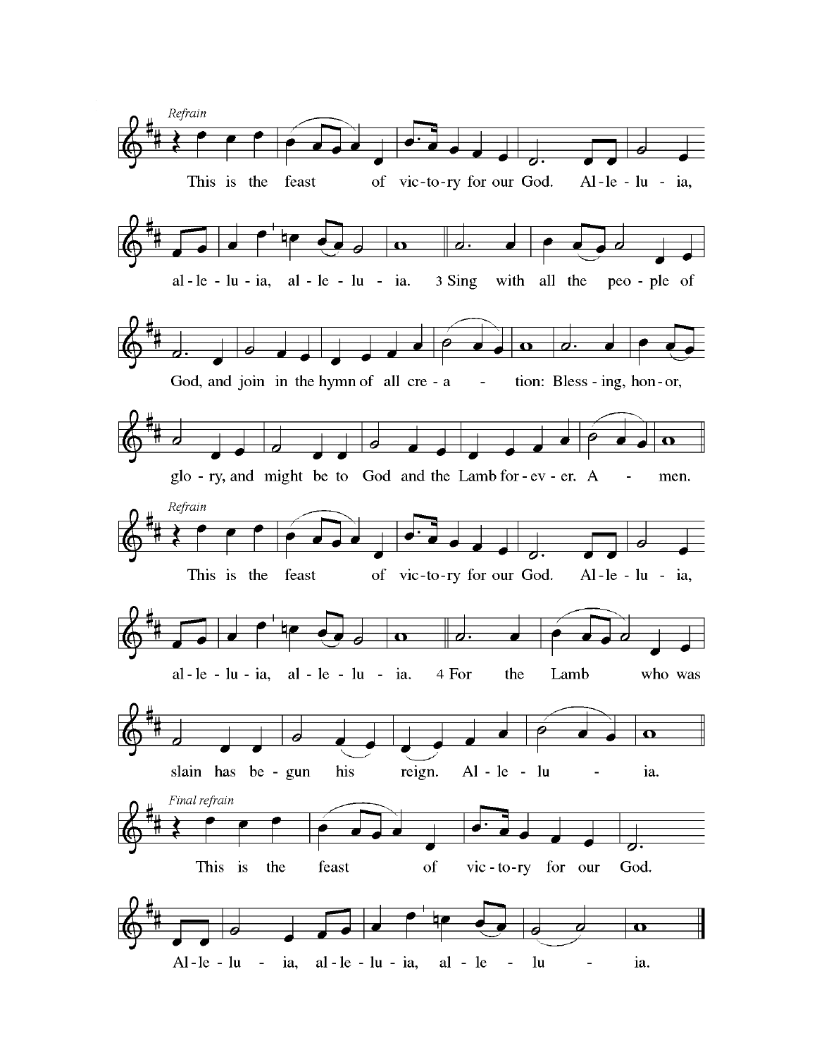*Refrain*

This is the feast of vic-to-ry for our God. Al-le-lu-ia, al-le-lu-ia, al-le-lu-ia.

3 Sing with all the peo-ple of God, and join in the hymn of all cre-a-tion: Bless-ing, hon-or, glo-ry, and might be to God and the Lamb for-ev-er. A-men.

*Refrain*

This is the feast of vic-to-ry for our God. Al-le-lu-ia, al-le-lu-ia, al-le-lu-ia.

4 For the Lamb who was slain has be-gun his reign. Al-le-lu-ia.

*Final refrain*

This is the feast of vic-to-ry for our God. Al-le-lu-ia, al-le-lu-ia, al-le-lu-ia.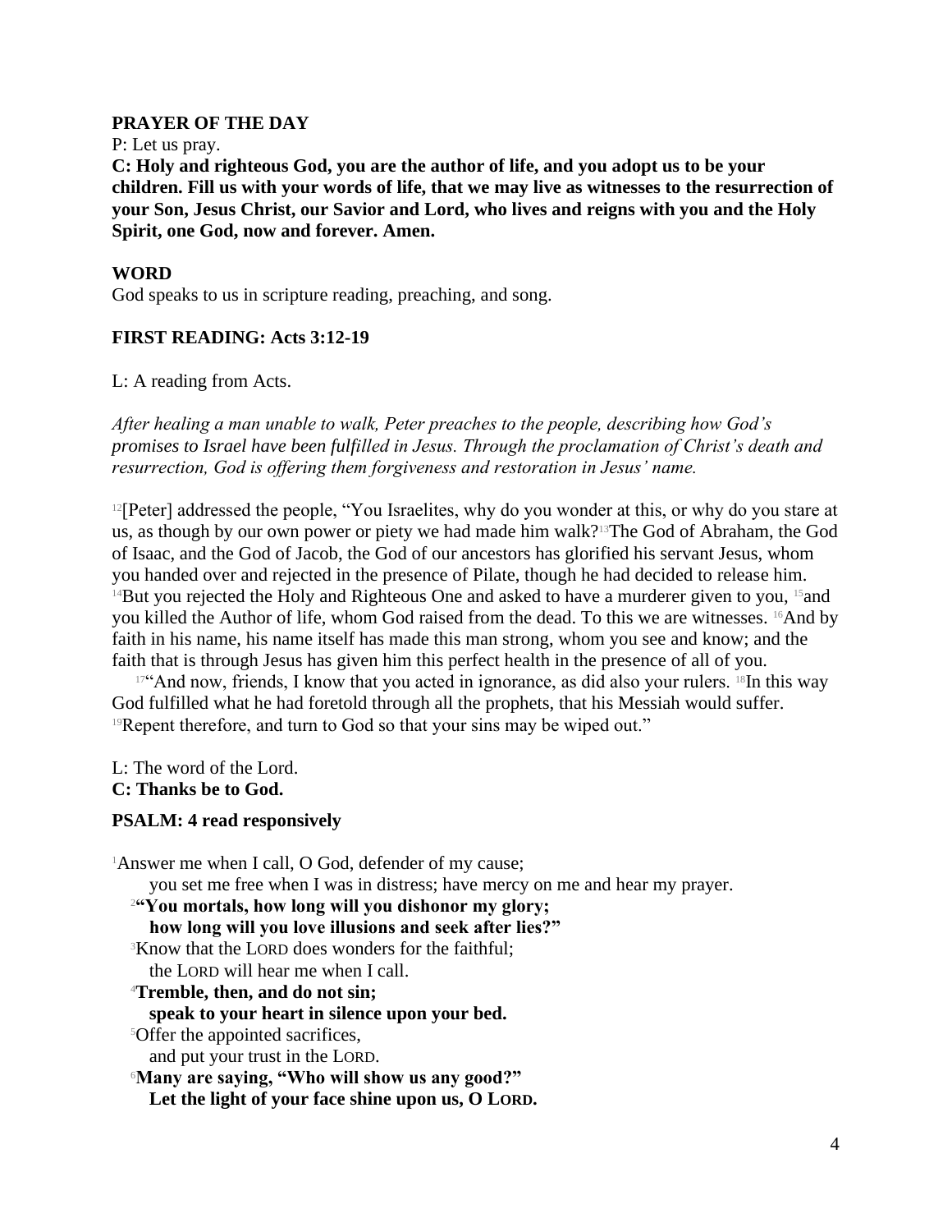**PRAYER OF THE DAY**

P: Let us pray.

**C: Holy and righteous God, you are the author of life, and you adopt us to be your children. Fill us with your words of life, that we may live as witnesses to the resurrection of your Son, Jesus Christ, our Savior and Lord, who lives and reigns with you and the Holy Spirit, one God, now and forever. Amen.**

**WORD**

God speaks to us in scripture reading, preaching, and song.

**FIRST READING: Acts 3:12-19**

L: A reading from Acts.

*After healing a man unable to walk, Peter preaches to the people, describing how God's promises to Israel have been fulfilled in Jesus. Through the proclamation of Christ's death and resurrection, God is offering them forgiveness and restoration in Jesus' name.*

[12][Peter] addressed the people, "You Israelites, why do you wonder at this, or why do you stare at us, as though by our own power or piety we had made him walk?[13]The God of Abraham, the God of Isaac, and the God of Jacob, the God of our ancestors has glorified his servant Jesus, whom you handed over and rejected in the presence of Pilate, though he had decided to release him. [14]But you rejected the Holy and Righteous One and asked to have a murderer given to you, [15]and you killed the Author of life, whom God raised from the dead. To this we are witnesses. [16]And by faith in his name, his name itself has made this man strong, whom you see and know; and the faith that is through Jesus has given him this perfect health in the presence of all of you.

[17]"And now, friends, I know that you acted in ignorance, as did also your rulers. [18]In this way God fulfilled what he had foretold through all the prophets, that his Messiah would suffer. [19]Repent therefore, and turn to God so that your sins may be wiped out."

L: The word of the Lord.
**C: Thanks be to God.**

**PSALM: 4 read responsively**

[1]Answer me when I call, O God, defender of my cause;
you set me free when I was in distress; have mercy on me and hear my prayer.

[2]**"You mortals, how long will you dishonor my glory;
how long will you love illusions and seek after lies?"**

[3]Know that the LORD does wonders for the faithful;
the LORD will hear me when I call.

[4]**Tremble, then, and do not sin;
speak to your heart in silence upon your bed.**

[5]Offer the appointed sacrifices,
and put your trust in the LORD.

[6]**Many are saying, "Who will show us any good?"
Let the light of your face shine upon us, O LORD.**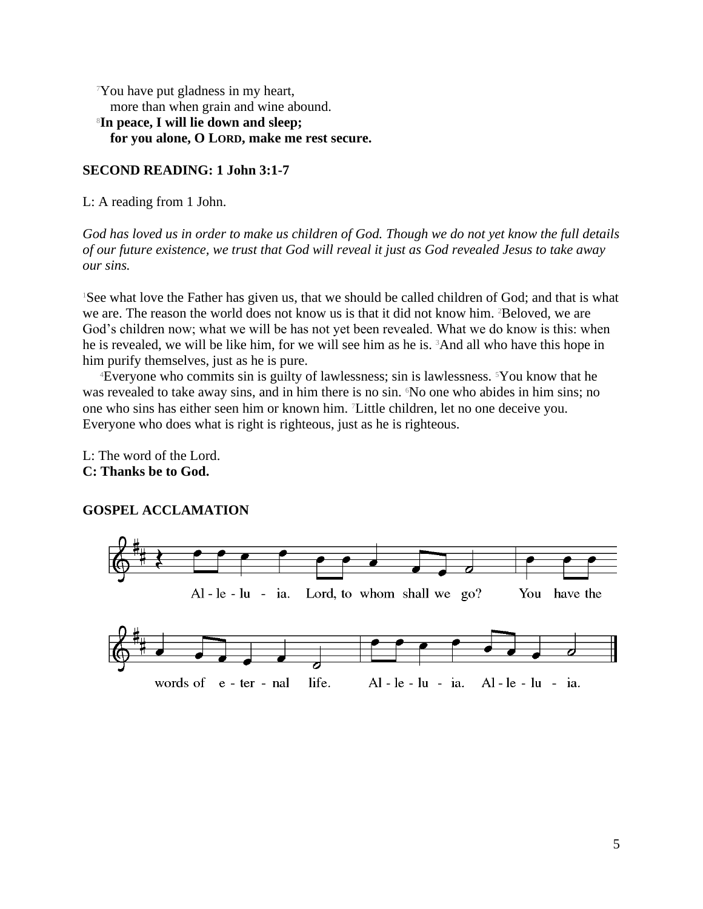[7]You have put gladness in my heart,
more than when grain and wine abound.
[8]**In peace, I will lie down and sleep;**
**for you alone, O LORD, make me rest secure.**

**SECOND READING: 1 John 3:1-7**

L: A reading from 1 John.

*God has loved us in order to make us children of God. Though we do not yet know the full details of our future existence, we trust that God will reveal it just as God revealed Jesus to take away our sins.*

[1]See what love the Father has given us, that we should be called children of God; and that is what we are. The reason the world does not know us is that it did not know him. [2]Beloved, we are God's children now; what we will be has not yet been revealed. What we do know is this: when he is revealed, we will be like him, for we will see him as he is. [3]And all who have this hope in him purify themselves, just as he is pure.

[4]Everyone who commits sin is guilty of lawlessness; sin is lawlessness. [5]You know that he was revealed to take away sins, and in him there is no sin. [6]No one who abides in him sins; no one who sins has either seen him or known him. [7]Little children, let no one deceive you. Everyone who does what is right is righteous, just as he is righteous.

L: The word of the Lord.
**C: Thanks be to God.**

**GOSPEL ACCLAMATION**

Al-le-lu-ia. Lord, to whom shall we go? You have the words of e-ter-nal life. Al-le-lu-ia. Al-le-lu-ia.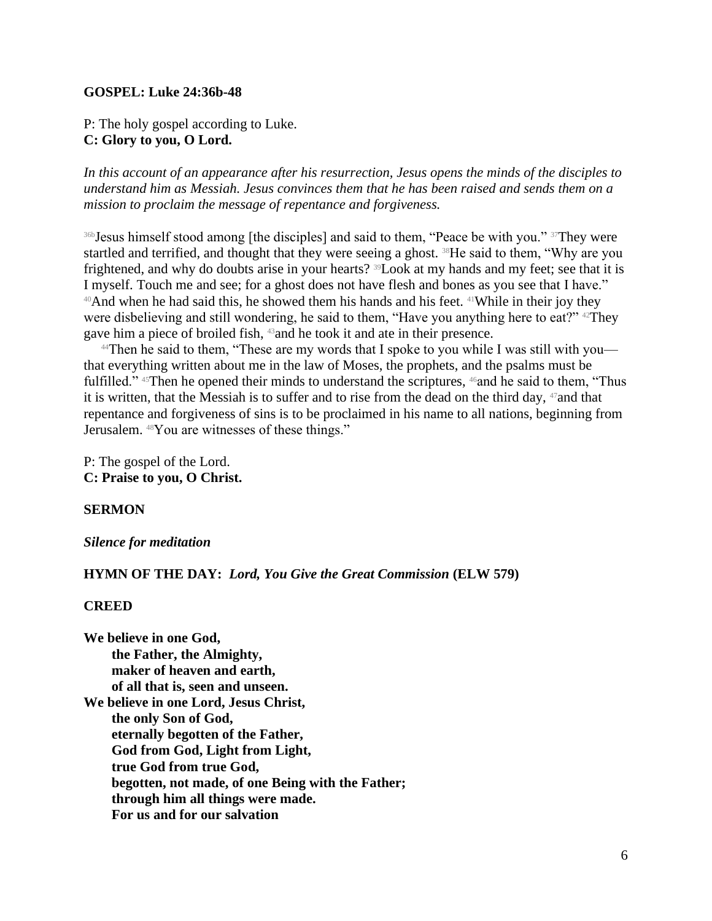**GOSPEL: Luke 24:36b-48**

P: The holy gospel according to Luke.
**C: Glory to you, O Lord.**

*In this account of an appearance after his resurrection, Jesus opens the minds of the disciples to understand him as Messiah. Jesus convinces them that he has been raised and sends them on a mission to proclaim the message of repentance and forgiveness.*

[36b]Jesus himself stood among [the disciples] and said to them, "Peace be with you." [37]They were startled and terrified, and thought that they were seeing a ghost. [38]He said to them, "Why are you frightened, and why do doubts arise in your hearts? [39]Look at my hands and my feet; see that it is I myself. Touch me and see; for a ghost does not have flesh and bones as you see that I have." [40]And when he had said this, he showed them his hands and his feet. [41]While in their joy they were disbelieving and still wondering, he said to them, "Have you anything here to eat?" [42]They gave him a piece of broiled fish, [43]and he took it and ate in their presence.

[44]Then he said to them, "These are my words that I spoke to you while I was still with you—that everything written about me in the law of Moses, the prophets, and the psalms must be fulfilled." [45]Then he opened their minds to understand the scriptures, [46]and he said to them, "Thus it is written, that the Messiah is to suffer and to rise from the dead on the third day, [47]and that repentance and forgiveness of sins is to be proclaimed in his name to all nations, beginning from Jerusalem. [48]You are witnesses of these things."

P: The gospel of the Lord.
**C: Praise to you, O Christ.**

**SERMON**

***Silence for meditation***

**HYMN OF THE DAY:** ***Lord, You Give the Great Commission*** **(ELW 579)**

**CREED**

**We believe in one God,**
**the Father, the Almighty,**
**maker of heaven and earth,**
**of all that is, seen and unseen.**
**We believe in one Lord, Jesus Christ,**
**the only Son of God,**
**eternally begotten of the Father,**
**God from God, Light from Light,**
**true God from true God,**
**begotten, not made, of one Being with the Father;**
**through him all things were made.**
**For us and for our salvation**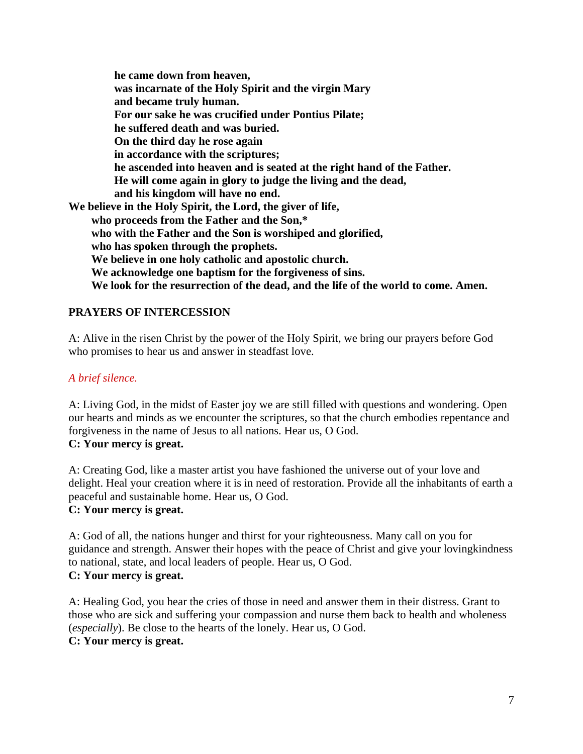**he came down from heaven,**
**was incarnate of the Holy Spirit and the virgin Mary**
**and became truly human.**
**For our sake he was crucified under Pontius Pilate;**
**he suffered death and was buried.**
**On the third day he rose again**
**in accordance with the scriptures;**
**he ascended into heaven and is seated at the right hand of the Father.**
**He will come again in glory to judge the living and the dead,**
**and his kingdom will have no end.**
**We believe in the Holy Spirit, the Lord, the giver of life,**
**who proceeds from the Father and the Son,***
**who with the Father and the Son is worshiped and glorified,**
**who has spoken through the prophets.**
**We believe in one holy catholic and apostolic church.**
**We acknowledge one baptism for the forgiveness of sins.**
**We look for the resurrection of the dead, and the life of the world to come. Amen.**

## PRAYERS OF INTERCESSION

A: Alive in the risen Christ by the power of the Holy Spirit, we bring our prayers before God who promises to hear us and answer in steadfast love.

*A brief silence.*

A: Living God, in the midst of Easter joy we are still filled with questions and wondering. Open our hearts and minds as we encounter the scriptures, so that the church embodies repentance and forgiveness in the name of Jesus to all nations. Hear us, O God.
**C: Your mercy is great.**

A: Creating God, like a master artist you have fashioned the universe out of your love and delight. Heal your creation where it is in need of restoration. Provide all the inhabitants of earth a peaceful and sustainable home. Hear us, O God.
**C: Your mercy is great.**

A: God of all, the nations hunger and thirst for your righteousness. Many call on you for guidance and strength. Answer their hopes with the peace of Christ and give your lovingkindness to national, state, and local leaders of people. Hear us, O God.
**C: Your mercy is great.**

A: Healing God, you hear the cries of those in need and answer them in their distress. Grant to those who are sick and suffering your compassion and nurse them back to health and wholeness (*especially*). Be close to the hearts of the lonely. Hear us, O God.
**C: Your mercy is great.**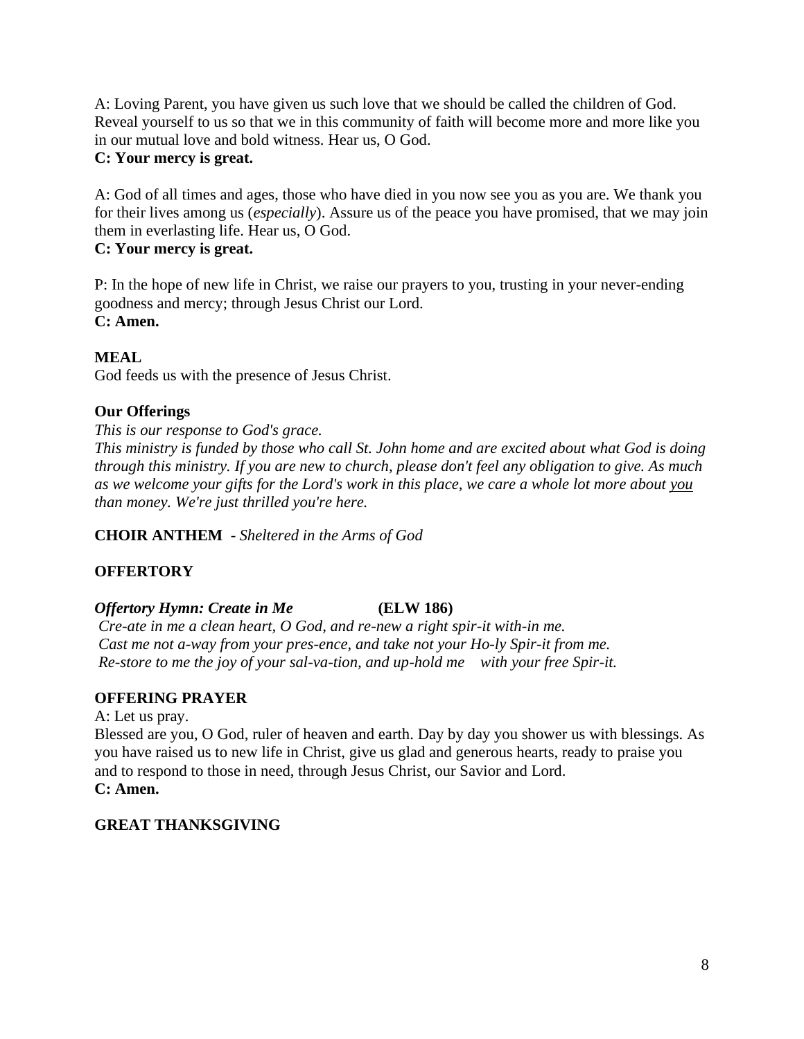A: Loving Parent, you have given us such love that we should be called the children of God. Reveal yourself to us so that we in this community of faith will become more and more like you in our mutual love and bold witness. Hear us, O God.
**C: Your mercy is great.**

A: God of all times and ages, those who have died in you now see you as you are. We thank you for their lives among us (*especially*). Assure us of the peace you have promised, that we may join them in everlasting life. Hear us, O God.
**C: Your mercy is great.**

P: In the hope of new life in Christ, we raise our prayers to you, trusting in your never-ending goodness and mercy; through Jesus Christ our Lord.
**C: Amen.**

**MEAL**
God feeds us with the presence of Jesus Christ.

**Our Offerings**
*This is our response to God's grace.*
*This ministry is funded by those who call St. John home and are excited about what God is doing through this ministry. If you are new to church, please don't feel any obligation to give. As much as we welcome your gifts for the Lord's work in this place, we care a whole lot more about <u>you</u> than money. We're just thrilled you're here.*

**CHOIR ANTHEM** - *Sheltered in the Arms of God*

**OFFERTORY**

***Offertory Hymn: Create in Me*** **(ELW 186)**
*Cre-ate in me a clean heart, O God, and re-new a right spir-it with-in me.*
*Cast me not a-way from your pres-ence, and take not your Ho-ly Spir-it from me.*
*Re-store to me the joy of your sal-va-tion, and up-hold me with your free Spir-it.*

**OFFERING PRAYER**
A: Let us pray.
Blessed are you, O God, ruler of heaven and earth. Day by day you shower us with blessings. As you have raised us to new life in Christ, give us glad and generous hearts, ready to praise you and to respond to those in need, through Jesus Christ, our Savior and Lord.
**C: Amen.**

**GREAT THANKSGIVING**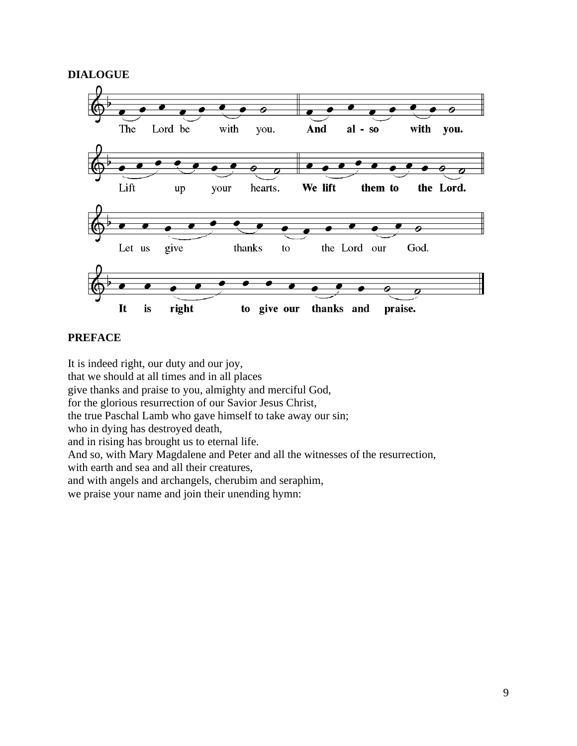**DIALOGUE**

The Lord be with you. **And also with you.**

Lift up your hearts. **We lift them to the Lord.**

Let us give thanks to the Lord our God.

**It is right to give our thanks and praise.**

**PREFACE**

It is indeed right, our duty and our joy,
that we should at all times and in all places
give thanks and praise to you, almighty and merciful God,
for the glorious resurrection of our Savior Jesus Christ,
the true Paschal Lamb who gave himself to take away our sin;
who in dying has destroyed death,
and in rising has brought us to eternal life.
And so, with Mary Magdalene and Peter and all the witnesses of the resurrection,
with earth and sea and all their creatures,
and with angels and archangels, cherubim and seraphim,
we praise your name and join their unending hymn: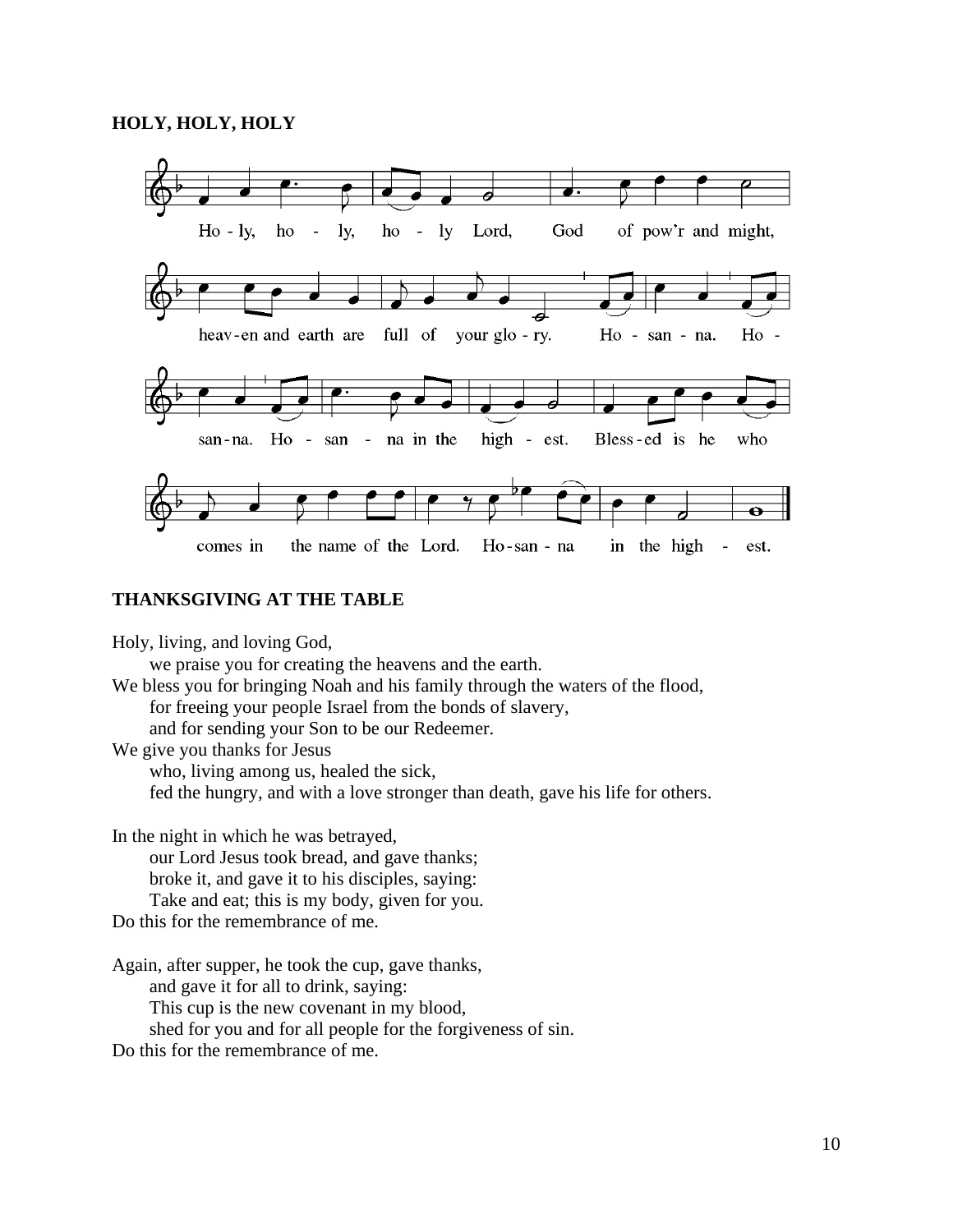**HOLY, HOLY, HOLY**

Holy, holy, holy Lord, God of pow'r and might, heaven and earth are full of your glory. Hosanna. Hosanna. Hosanna in the highest. Blessed is he who comes in the name of the Lord. Hosanna in the highest.

**THANKSGIVING AT THE TABLE**

Holy, living, and loving God,
 we praise you for creating the heavens and the earth.
We bless you for bringing Noah and his family through the waters of the flood,
 for freeing your people Israel from the bonds of slavery,
 and for sending your Son to be our Redeemer.
We give you thanks for Jesus
 who, living among us, healed the sick,
 fed the hungry, and with a love stronger than death, gave his life for others.

In the night in which he was betrayed,
 our Lord Jesus took bread, and gave thanks;
 broke it, and gave it to his disciples, saying:
 Take and eat; this is my body, given for you.
Do this for the remembrance of me.

Again, after supper, he took the cup, gave thanks,
 and gave it for all to drink, saying:
 This cup is the new covenant in my blood,
 shed for you and for all people for the forgiveness of sin.
Do this for the remembrance of me.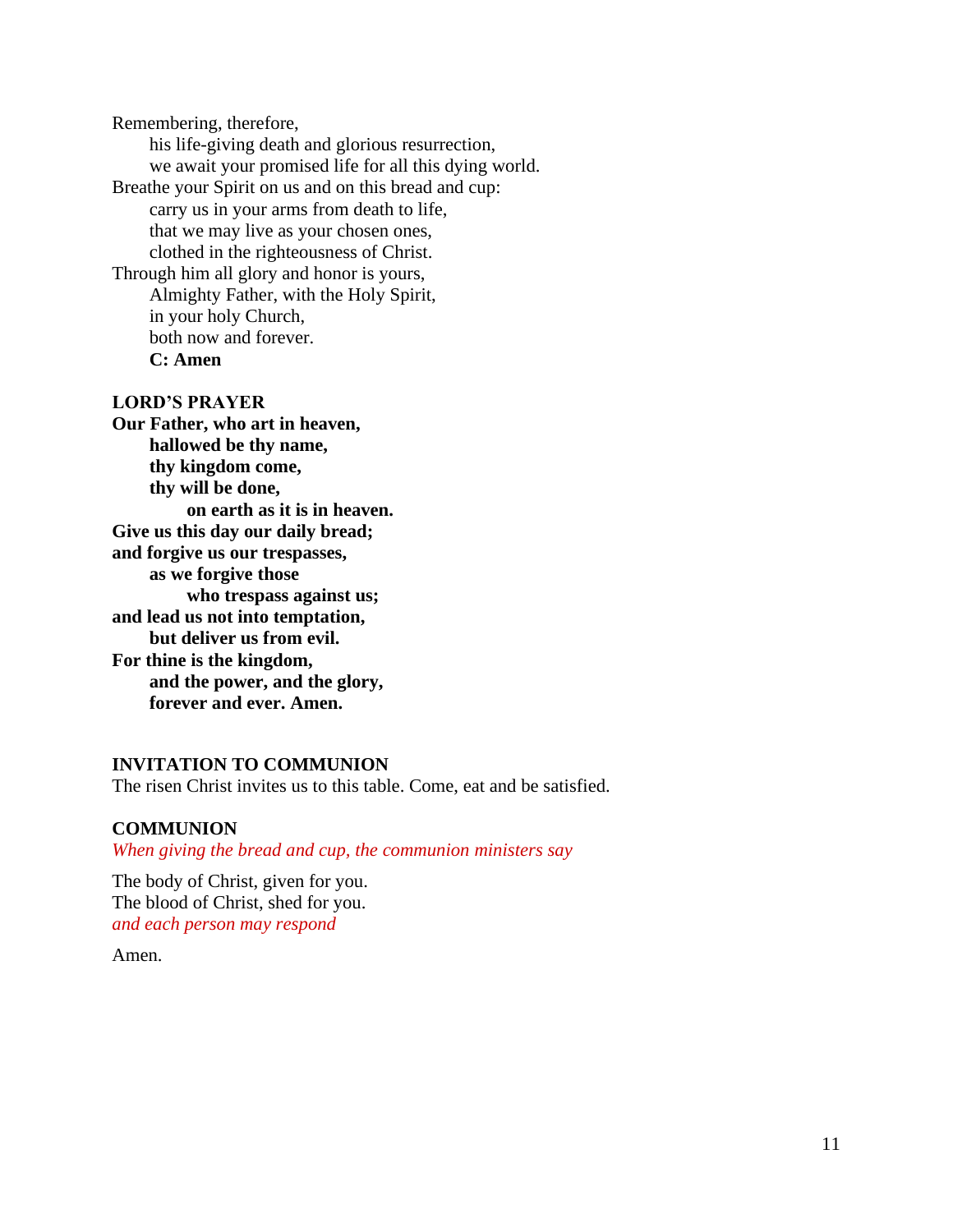Remembering, therefore,
his life-giving death and glorious resurrection,
we await your promised life for all this dying world.
Breathe your Spirit on us and on this bread and cup:
carry us in your arms from death to life,
that we may live as your chosen ones,
clothed in the righteousness of Christ.
Through him all glory and honor is yours,
Almighty Father, with the Holy Spirit,
in your holy Church,
both now and forever.
**C: Amen**

**LORD'S PRAYER**

**Our Father, who art in heaven,**
**hallowed be thy name,**
**thy kingdom come,**
**thy will be done,**
**on earth as it is in heaven.**
**Give us this day our daily bread;**
**and forgive us our trespasses,**
**as we forgive those**
**who trespass against us;**
**and lead us not into temptation,**
**but deliver us from evil.**
**For thine is the kingdom,**
**and the power, and the glory,**
**forever and ever. Amen.**

**INVITATION TO COMMUNION**

The risen Christ invites us to this table. Come, eat and be satisfied.

**COMMUNION**

*When giving the bread and cup, the communion ministers say*

The body of Christ, given for you.
The blood of Christ, shed for you.
*and each person may respond*

Amen.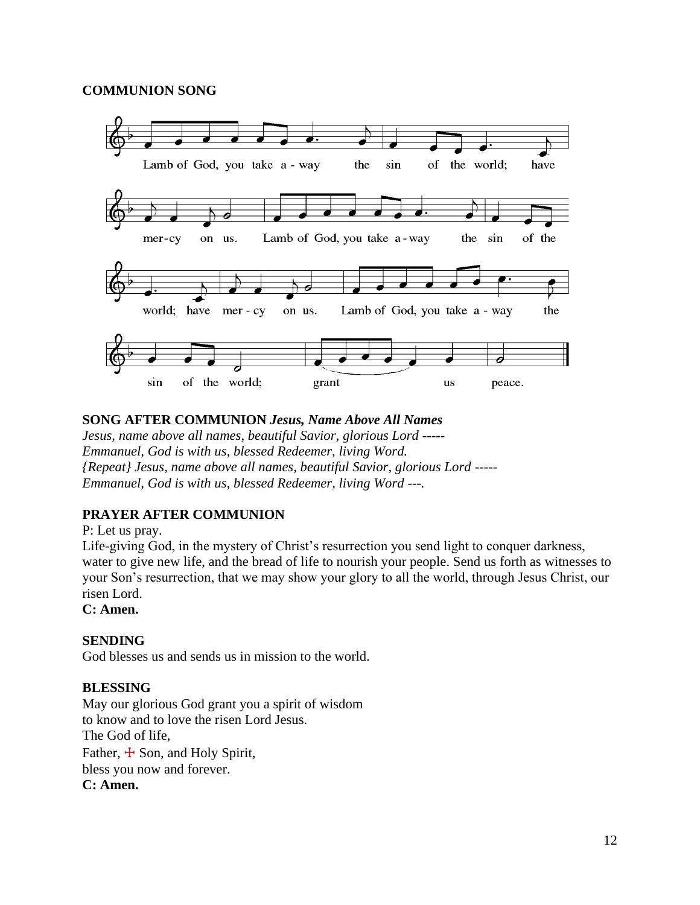**COMMUNION SONG**

Lamb of God, you take away the sin of the world; have mercy on us. Lamb of God, you take away the sin of the world; have mercy on us. Lamb of God, you take away the sin of the world; grant us peace.

**SONG AFTER COMMUNION** ***Jesus, Name Above All Names***

*Jesus, name above all names, beautiful Savior, glorious Lord -----*
*Emmanuel, God is with us, blessed Redeemer, living Word.*
*{Repeat} Jesus, name above all names, beautiful Savior, glorious Lord -----*
*Emmanuel, God is with us, blessed Redeemer, living Word ---.*

**PRAYER AFTER COMMUNION**

P: Let us pray.
Life-giving God, in the mystery of Christ's resurrection you send light to conquer darkness, water to give new life, and the bread of life to nourish your people. Send us forth as witnesses to your Son's resurrection, that we may show your glory to all the world, through Jesus Christ, our risen Lord.
**C: Amen.**

**SENDING**

God blesses us and sends us in mission to the world.

**BLESSING**

May our glorious God grant you a spirit of wisdom
to know and to love the risen Lord Jesus.
The God of life,
Father, ☩ Son, and Holy Spirit,
bless you now and forever.
**C: Amen.**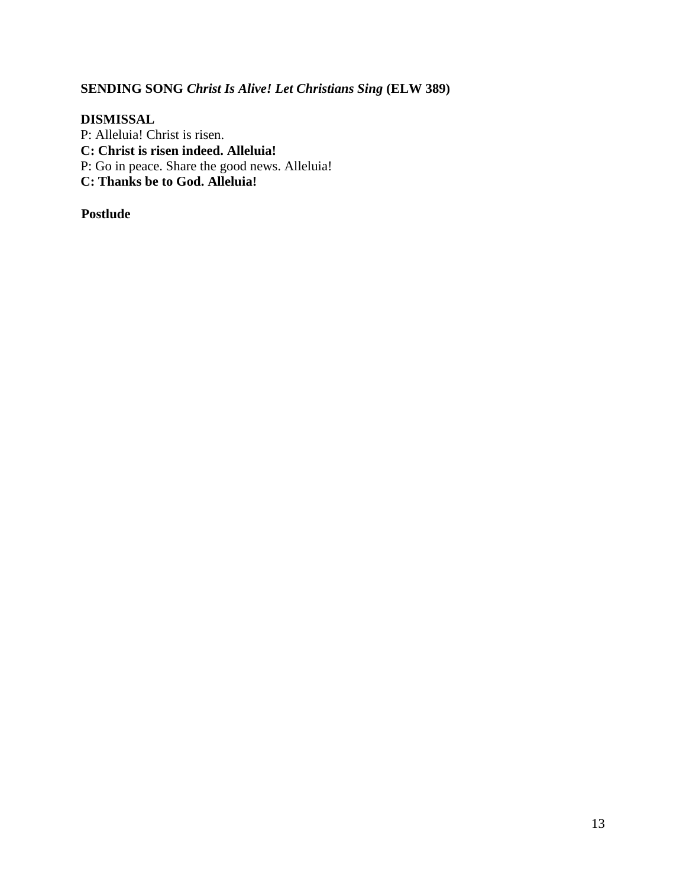**SENDING SONG** ***Christ Is Alive! Let Christians Sing*** **(ELW 389)**

**DISMISSAL**

P: Alleluia! Christ is risen.
**C: Christ is risen indeed. Alleluia!**
P: Go in peace. Share the good news. Alleluia!
**C: Thanks be to God. Alleluia!**

**Postlude**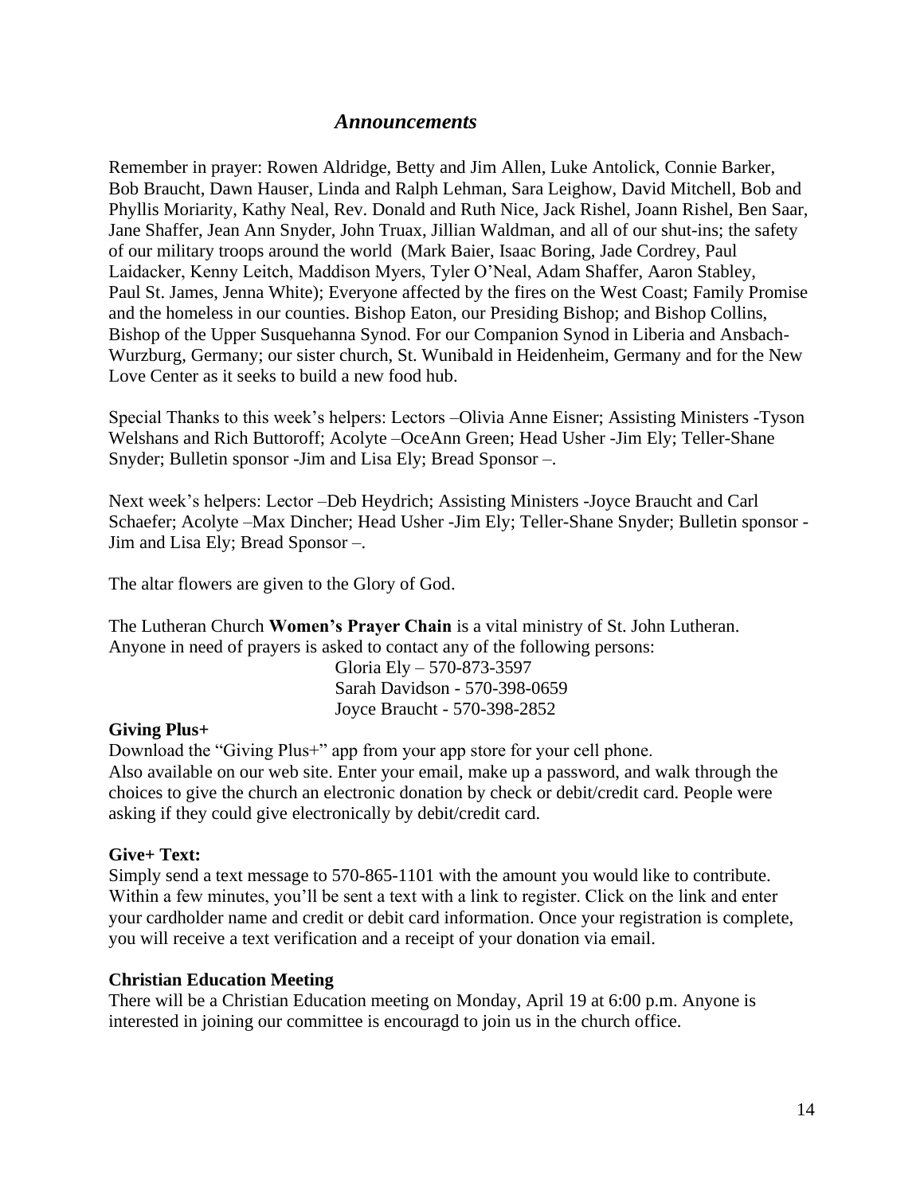## *Announcements*

Remember in prayer: Rowen Aldridge, Betty and Jim Allen, Luke Antolick, Connie Barker, Bob Braucht, Dawn Hauser, Linda and Ralph Lehman, Sara Leighow, David Mitchell, Bob and Phyllis Moriarity, Kathy Neal, Rev. Donald and Ruth Nice, Jack Rishel, Joann Rishel, Ben Saar, Jane Shaffer, Jean Ann Snyder, John Truax, Jillian Waldman, and all of our shut-ins; the safety of our military troops around the world (Mark Baier, Isaac Boring, Jade Cordrey, Paul Laidacker, Kenny Leitch, Maddison Myers, Tyler O'Neal, Adam Shaffer, Aaron Stabley, Paul St. James, Jenna White); Everyone affected by the fires on the West Coast; Family Promise and the homeless in our counties. Bishop Eaton, our Presiding Bishop; and Bishop Collins, Bishop of the Upper Susquehanna Synod. For our Companion Synod in Liberia and Ansbach-Wurzburg, Germany; our sister church, St. Wunibald in Heidenheim, Germany and for the New Love Center as it seeks to build a new food hub.

Special Thanks to this week's helpers: Lectors –Olivia Anne Eisner; Assisting Ministers -Tyson Welshans and Rich Buttoroff; Acolyte –OceAnn Green; Head Usher -Jim Ely; Teller-Shane Snyder; Bulletin sponsor -Jim and Lisa Ely; Bread Sponsor –.

Next week's helpers: Lector –Deb Heydrich; Assisting Ministers -Joyce Braucht and Carl Schaefer; Acolyte –Max Dincher; Head Usher -Jim Ely; Teller-Shane Snyder; Bulletin sponsor -Jim and Lisa Ely; Bread Sponsor –.

The altar flowers are given to the Glory of God.

The Lutheran Church **Women's Prayer Chain** is a vital ministry of St. John Lutheran. Anyone in need of prayers is asked to contact any of the following persons:

Gloria Ely – 570-873-3597
Sarah Davidson - 570-398-0659
Joyce Braucht - 570-398-2852

**Giving Plus+**

Download the "Giving Plus+" app from your app store for your cell phone.
Also available on our web site. Enter your email, make up a password, and walk through the choices to give the church an electronic donation by check or debit/credit card. People were asking if they could give electronically by debit/credit card.

**Give+ Text:**

Simply send a text message to 570-865-1101 with the amount you would like to contribute. Within a few minutes, you'll be sent a text with a link to register. Click on the link and enter your cardholder name and credit or debit card information. Once your registration is complete, you will receive a text verification and a receipt of your donation via email.

**Christian Education Meeting**

There will be a Christian Education meeting on Monday, April 19 at 6:00 p.m. Anyone is interested in joining our committee is encouragd to join us in the church office.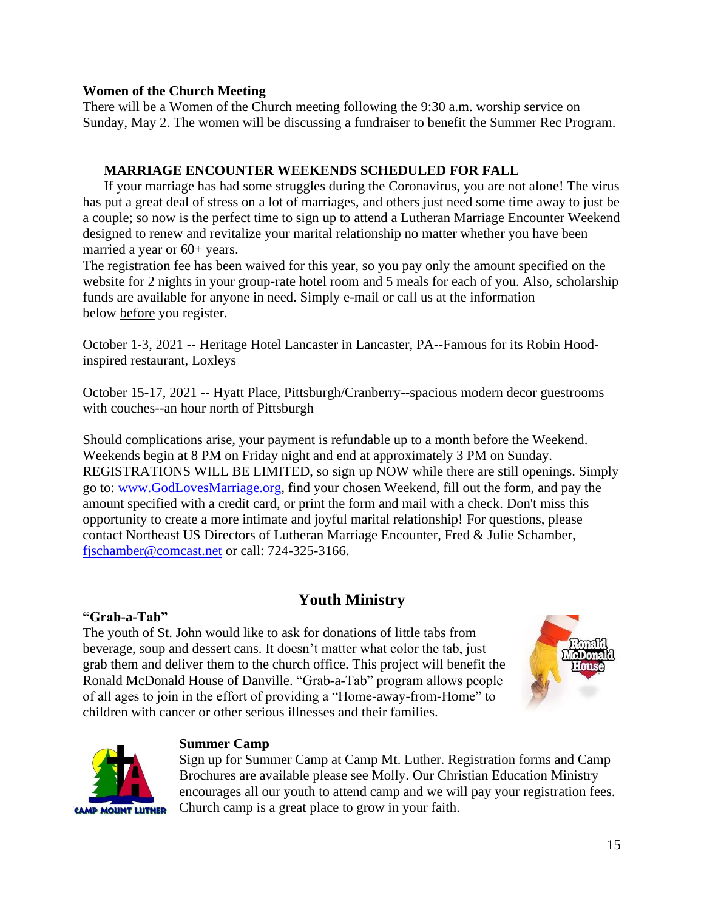**Women of the Church Meeting**

There will be a Women of the Church meeting following the 9:30 a.m. worship service on Sunday, May 2. The women will be discussing a fundraiser to benefit the Summer Rec Program.

**MARRIAGE ENCOUNTER WEEKENDS SCHEDULED FOR FALL**

If your marriage has had some struggles during the Coronavirus, you are not alone! The virus has put a great deal of stress on a lot of marriages, and others just need some time away to just be a couple; so now is the perfect time to sign up to attend a Lutheran Marriage Encounter Weekend designed to renew and revitalize your marital relationship no matter whether you have been married a year or 60+ years.

The registration fee has been waived for this year, so you pay only the amount specified on the website for 2 nights in your group-rate hotel room and 5 meals for each of you. Also, scholarship funds are available for anyone in need. Simply e-mail or call us at the information below before you register.

October 1-3, 2021 -- Heritage Hotel Lancaster in Lancaster, PA--Famous for its Robin Hood-inspired restaurant, Loxleys

October 15-17, 2021 -- Hyatt Place, Pittsburgh/Cranberry--spacious modern decor guestrooms with couches--an hour north of Pittsburgh

Should complications arise, your payment is refundable up to a month before the Weekend. Weekends begin at 8 PM on Friday night and end at approximately 3 PM on Sunday. REGISTRATIONS WILL BE LIMITED, so sign up NOW while there are still openings. Simply go to: www.GodLovesMarriage.org, find your chosen Weekend, fill out the form, and pay the amount specified with a credit card, or print the form and mail with a check. Don't miss this opportunity to create a more intimate and joyful marital relationship! For questions, please contact Northeast US Directors of Lutheran Marriage Encounter, Fred & Julie Schamber, fjschamber@comcast.net or call: 724-325-3166.

## Youth Ministry

**"Grab-a-Tab"**

The youth of St. John would like to ask for donations of little tabs from beverage, soup and dessert cans. It doesn't matter what color the tab, just grab them and deliver them to the church office. This project will benefit the Ronald McDonald House of Danville. "Grab-a-Tab" program allows people of all ages to join in the effort of providing a "Home-away-from-Home" to children with cancer or other serious illnesses and their families.

**Summer Camp**

Sign up for Summer Camp at Camp Mt. Luther. Registration forms and Camp Brochures are available please see Molly. Our Christian Education Ministry encourages all our youth to attend camp and we will pay your registration fees. Church camp is a great place to grow in your faith.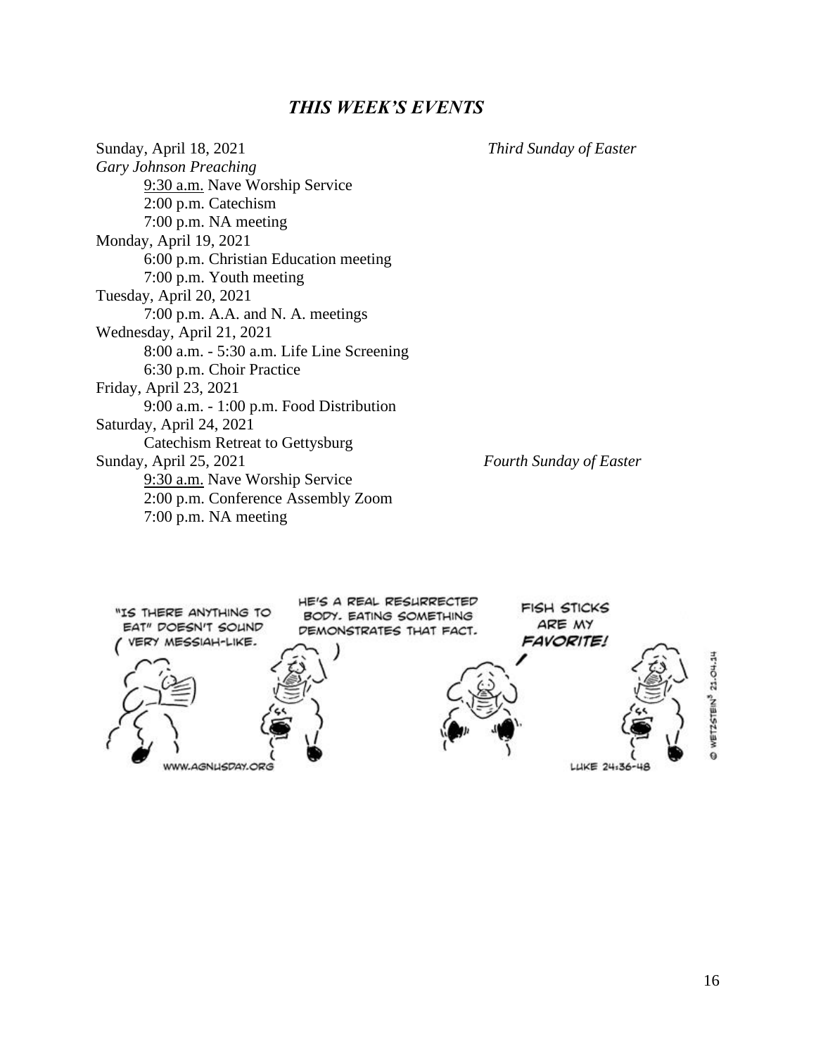## *THIS WEEK'S EVENTS*

Sunday, April 18, 2021 *Third Sunday of Easter*
*Gary Johnson Preaching*
- 9:30 a.m. Nave Worship Service
- 2:00 p.m. Catechism
- 7:00 p.m. NA meeting

Monday, April 19, 2021
- 6:00 p.m. Christian Education meeting
- 7:00 p.m. Youth meeting

Tuesday, April 20, 2021
- 7:00 p.m. A.A. and N. A. meetings

Wednesday, April 21, 2021
- 8:00 a.m. - 5:30 a.m. Life Line Screening
- 6:30 p.m. Choir Practice

Friday, April 23, 2021
- 9:00 a.m. - 1:00 p.m. Food Distribution

Saturday, April 24, 2021
- Catechism Retreat to Gettysburg

Sunday, April 25, 2021 *Fourth Sunday of Easter*
- 9:30 a.m. Nave Worship Service
- 2:00 p.m. Conference Assembly Zoom
- 7:00 p.m. NA meeting

"IS THERE ANYTHING TO EAT" DOESN'T SOUND VERY MESSIAH-LIKE.

HE'S A REAL RESURRECTED BODY. EATING SOMETHING DEMONSTRATES THAT FACT.

FISH STICKS ARE MY *FAVORITE!*

WWW.AGNUSDAY.ORG

LUKE 24:36-48

© WETZSTEIN[3] 21.04.14